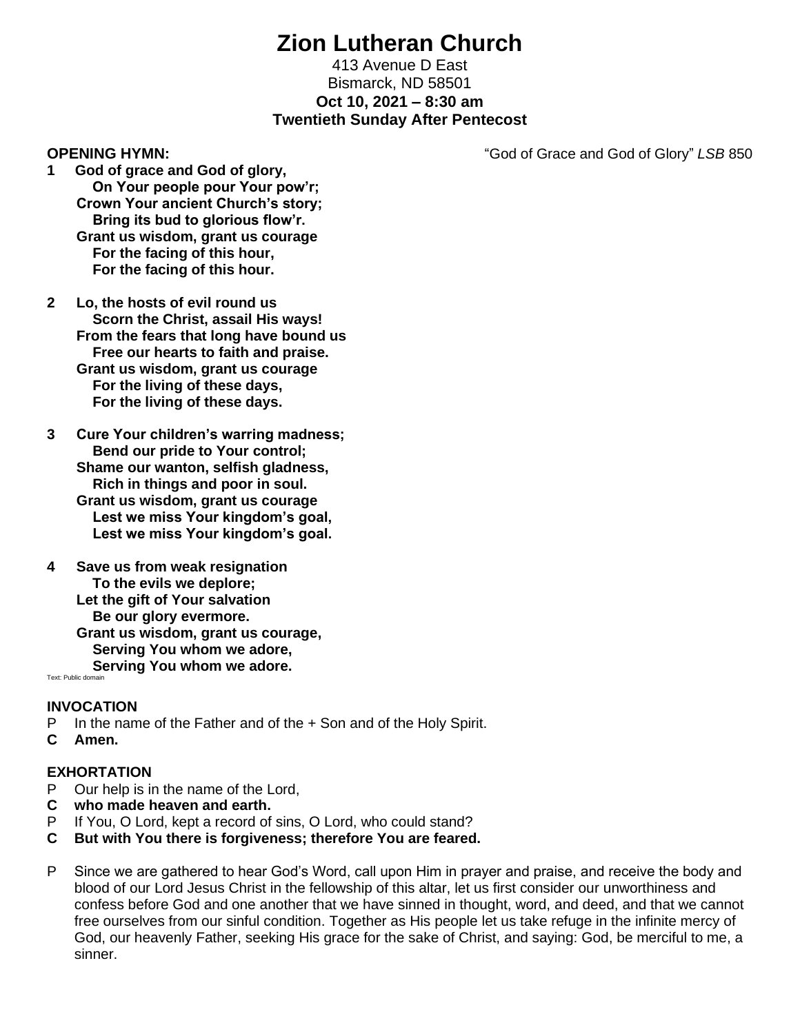# Zion Lutheran Church

413 Avenue D East
Bismarck, ND 58501
**Oct 10, 2021 – 8:30 am**
**Twentieth Sunday After Pentecost**

**OPENING HYMN:** "God of Grace and God of Glory" *LSB* 850

**1 God of grace and God of glory,**
**On Your people pour Your pow'r;**
**Crown Your ancient Church's story;**
**Bring its bud to glorious flow'r.**
**Grant us wisdom, grant us courage**
**For the facing of this hour,**
**For the facing of this hour.**

**2 Lo, the hosts of evil round us**
**Scorn the Christ, assail His ways!**
**From the fears that long have bound us**
**Free our hearts to faith and praise.**
**Grant us wisdom, grant us courage**
**For the living of these days,**
**For the living of these days.**

**3 Cure Your children's warring madness;**
**Bend our pride to Your control;**
**Shame our wanton, selfish gladness,**
**Rich in things and poor in soul.**
**Grant us wisdom, grant us courage**
**Lest we miss Your kingdom's goal,**
**Lest we miss Your kingdom's goal.**

**4 Save us from weak resignation**
**To the evils we deplore;**
**Let the gift of Your salvation**
**Be our glory evermore.**
**Grant us wisdom, grant us courage,**
**Serving You whom we adore,**
**Serving You whom we adore.**

Text: Public domain

**INVOCATION**

P In the name of the Father and of the + Son and of the Holy Spirit.
**C Amen.**

**EXHORTATION**

P Our help is in the name of the Lord,
**C who made heaven and earth.**
P If You, O Lord, kept a record of sins, O Lord, who could stand?
**C But with You there is forgiveness; therefore You are feared.**

P Since we are gathered to hear God's Word, call upon Him in prayer and praise, and receive the body and blood of our Lord Jesus Christ in the fellowship of this altar, let us first consider our unworthiness and confess before God and one another that we have sinned in thought, word, and deed, and that we cannot free ourselves from our sinful condition. Together as His people let us take refuge in the infinite mercy of God, our heavenly Father, seeking His grace for the sake of Christ, and saying: God, be merciful to me, a sinner.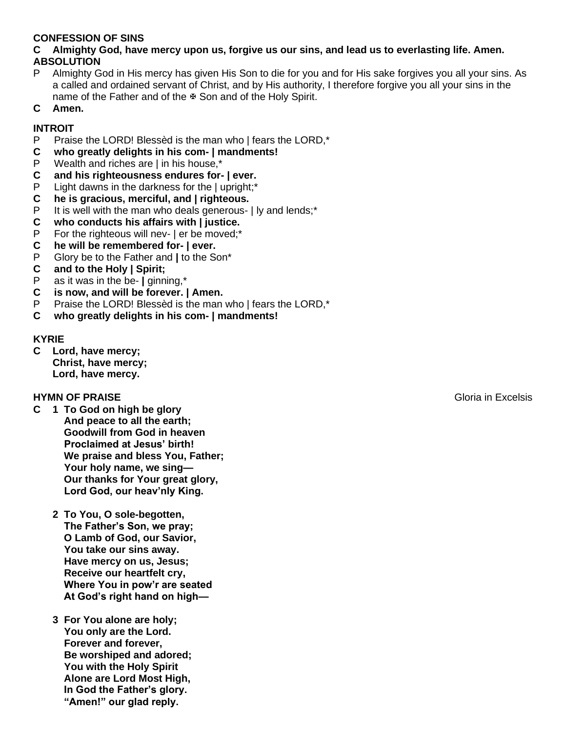**CONFESSION OF SINS**

**C Almighty God, have mercy upon us, forgive us our sins, and lead us to everlasting life. Amen.**

**ABSOLUTION**

P Almighty God in His mercy has given His Son to die for you and for His sake forgives you all your sins. As a called and ordained servant of Christ, and by His authority, I therefore forgive you all your sins in the name of the Father and of the ✠ Son and of the Holy Spirit.

**C Amen.**

**INTROIT**

P Praise the LORD! Blessèd is the man who | fears the LORD,*

**C who greatly delights in his com- | mandments!**

P Wealth and riches are | in his house,*

**C and his righteousness endures for- | ever.**

P Light dawns in the darkness for the | upright;*

**C he is gracious, merciful, and | righteous.**

P It is well with the man who deals generous- | ly and lends;*

**C who conducts his affairs with | justice.**

P For the righteous will nev- | er be moved;*

**C he will be remembered for- | ever.**

P Glory be to the Father and **|** to the Son*

**C and to the Holy | Spirit;**

P as it was in the be- **|** ginning,*

**C is now, and will be forever. | Amen.**

P Praise the LORD! Blessèd is the man who | fears the LORD,*

**C who greatly delights in his com- | mandments!**

**KYRIE**

**C Lord, have mercy;**
**Christ, have mercy;**
**Lord, have mercy.**

**HYMN OF PRAISE** Gloria in Excelsis

**C 1 To God on high be glory**
**And peace to all the earth;**
**Goodwill from God in heaven**
**Proclaimed at Jesus' birth!**
**We praise and bless You, Father;**
**Your holy name, we sing—**
**Our thanks for Your great glory,**
**Lord God, our heav'nly King.**

**2 To You, O sole-begotten,**
**The Father's Son, we pray;**
**O Lamb of God, our Savior,**
**You take our sins away.**
**Have mercy on us, Jesus;**
**Receive our heartfelt cry,**
**Where You in pow'r are seated**
**At God's right hand on high—**

**3 For You alone are holy;**
**You only are the Lord.**
**Forever and forever,**
**Be worshiped and adored;**
**You with the Holy Spirit**
**Alone are Lord Most High,**
**In God the Father's glory.**
**"Amen!" our glad reply.**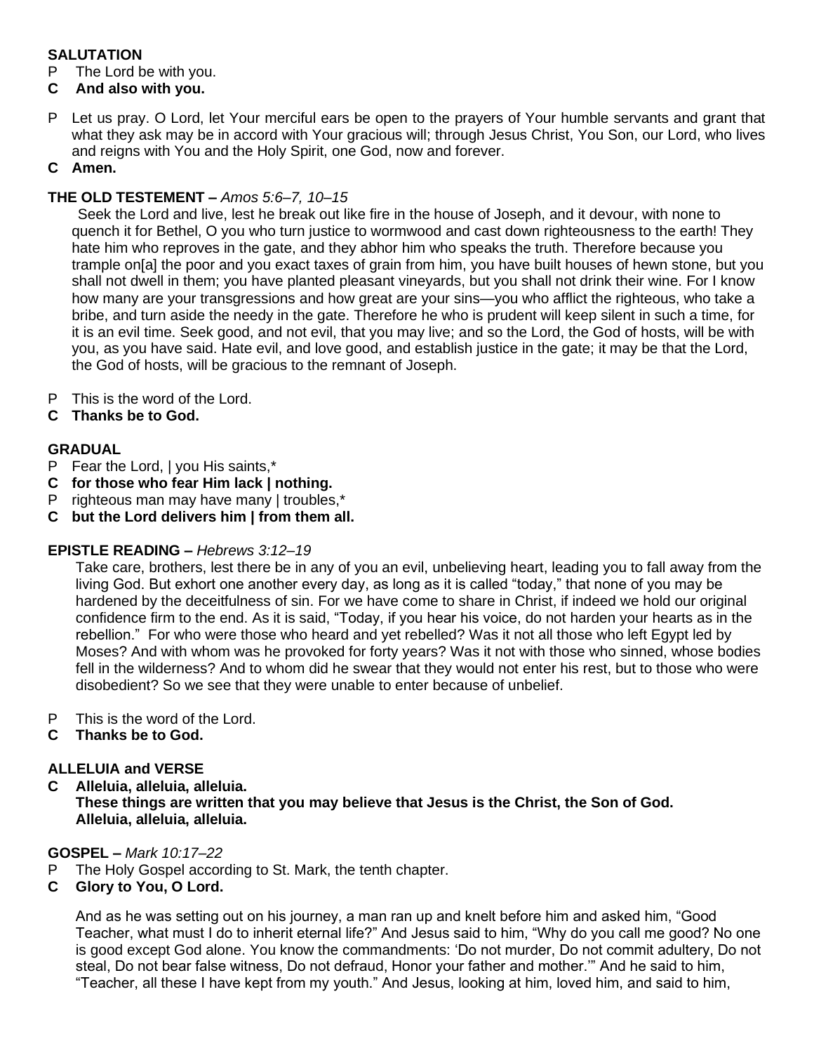**SALUTATION**

P The Lord be with you.

**C And also with you.**

P Let us pray. O Lord, let Your merciful ears be open to the prayers of Your humble servants and grant that what they ask may be in accord with Your gracious will; through Jesus Christ, You Son, our Lord, who lives and reigns with You and the Holy Spirit, one God, now and forever.

**C Amen.**

**THE OLD TESTEMENT –** *Amos 5:6–7, 10–15*

Seek the Lord and live, lest he break out like fire in the house of Joseph, and it devour, with none to quench it for Bethel, O you who turn justice to wormwood and cast down righteousness to the earth! They hate him who reproves in the gate, and they abhor him who speaks the truth. Therefore because you trample on[a] the poor and you exact taxes of grain from him, you have built houses of hewn stone, but you shall not dwell in them; you have planted pleasant vineyards, but you shall not drink their wine. For I know how many are your transgressions and how great are your sins—you who afflict the righteous, who take a bribe, and turn aside the needy in the gate. Therefore he who is prudent will keep silent in such a time, for it is an evil time. Seek good, and not evil, that you may live; and so the Lord, the God of hosts, will be with you, as you have said. Hate evil, and love good, and establish justice in the gate; it may be that the Lord, the God of hosts, will be gracious to the remnant of Joseph.

P This is the word of the Lord.

**C Thanks be to God.**

**GRADUAL**

P Fear the Lord, | you His saints,*

**C for those who fear Him lack | nothing.**

P righteous man may have many | troubles,*

**C but the Lord delivers him | from them all.**

**EPISTLE READING –** *Hebrews 3:12–19*

Take care, brothers, lest there be in any of you an evil, unbelieving heart, leading you to fall away from the living God. But exhort one another every day, as long as it is called "today," that none of you may be hardened by the deceitfulness of sin. For we have come to share in Christ, if indeed we hold our original confidence firm to the end. As it is said, "Today, if you hear his voice, do not harden your hearts as in the rebellion." For who were those who heard and yet rebelled? Was it not all those who left Egypt led by Moses? And with whom was he provoked for forty years? Was it not with those who sinned, whose bodies fell in the wilderness? And to whom did he swear that they would not enter his rest, but to those who were disobedient? So we see that they were unable to enter because of unbelief.

P This is the word of the Lord.

**C Thanks be to God.**

**ALLELUIA and VERSE**

**C Alleluia, alleluia, alleluia.**
**These things are written that you may believe that Jesus is the Christ, the Son of God.**
**Alleluia, alleluia, alleluia.**

**GOSPEL –** *Mark 10:17–22*

P The Holy Gospel according to St. Mark, the tenth chapter.

**C Glory to You, O Lord.**

And as he was setting out on his journey, a man ran up and knelt before him and asked him, "Good Teacher, what must I do to inherit eternal life?" And Jesus said to him, "Why do you call me good? No one is good except God alone. You know the commandments: 'Do not murder, Do not commit adultery, Do not steal, Do not bear false witness, Do not defraud, Honor your father and mother.'" And he said to him, "Teacher, all these I have kept from my youth." And Jesus, looking at him, loved him, and said to him,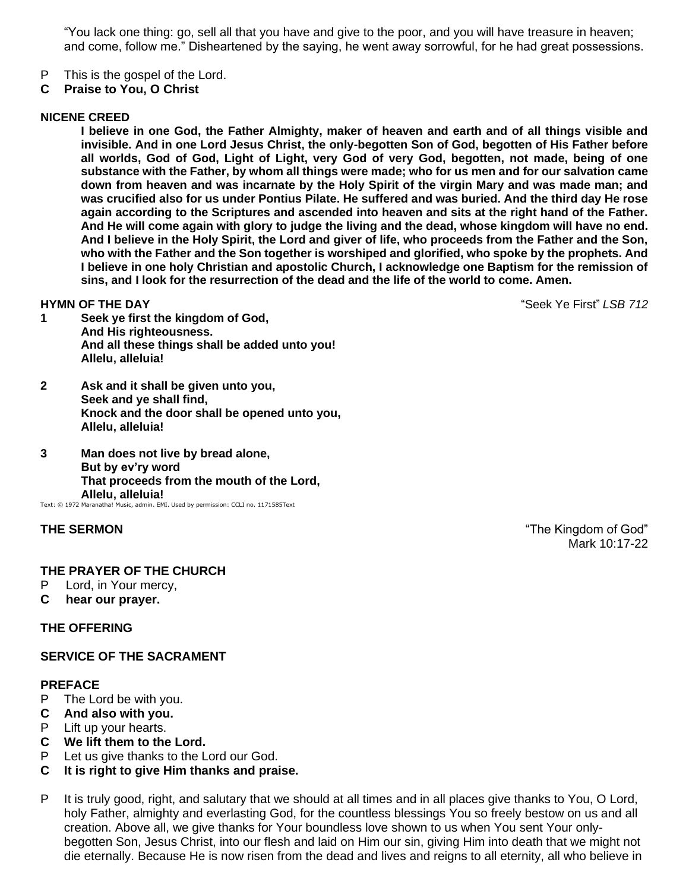"You lack one thing: go, sell all that you have and give to the poor, and you will have treasure in heaven; and come, follow me." Disheartened by the saying, he went away sorrowful, for he had great possessions.

P This is the gospel of the Lord.
**C Praise to You, O Christ**

**NICENE CREED**

**I believe in one God, the Father Almighty, maker of heaven and earth and of all things visible and invisible. And in one Lord Jesus Christ, the only-begotten Son of God, begotten of His Father before all worlds, God of God, Light of Light, very God of very God, begotten, not made, being of one substance with the Father, by whom all things were made; who for us men and for our salvation came down from heaven and was incarnate by the Holy Spirit of the virgin Mary and was made man; and was crucified also for us under Pontius Pilate. He suffered and was buried. And the third day He rose again according to the Scriptures and ascended into heaven and sits at the right hand of the Father. And He will come again with glory to judge the living and the dead, whose kingdom will have no end. And I believe in the Holy Spirit, the Lord and giver of life, who proceeds from the Father and the Son, who with the Father and the Son together is worshiped and glorified, who spoke by the prophets. And I believe in one holy Christian and apostolic Church, I acknowledge one Baptism for the remission of sins, and I look for the resurrection of the dead and the life of the world to come. Amen.**

**HYMN OF THE DAY** "Seek Ye First" *LSB 712*

**1 Seek ye first the kingdom of God,
And His righteousness.
And all these things shall be added unto you!
Allelu, alleluia!**

**2 Ask and it shall be given unto you,
Seek and ye shall find,
Knock and the door shall be opened unto you,
Allelu, alleluia!**

**3 Man does not live by bread alone,
But by ev'ry word
That proceeds from the mouth of the Lord,
Allelu, alleluia!**

Text: © 1972 Maranatha! Music, admin. EMI. Used by permission: CCLI no. 1171585Text

**THE SERMON** "The Kingdom of God"
Mark 10:17-22

**THE PRAYER OF THE CHURCH**
P Lord, in Your mercy,
**C hear our prayer.**

**THE OFFERING**

**SERVICE OF THE SACRAMENT**

**PREFACE**
P The Lord be with you.
**C And also with you.**
P Lift up your hearts.
**C We lift them to the Lord.**
P Let us give thanks to the Lord our God.
**C It is right to give Him thanks and praise.**

P It is truly good, right, and salutary that we should at all times and in all places give thanks to You, O Lord, holy Father, almighty and everlasting God, for the countless blessings You so freely bestow on us and all creation. Above all, we give thanks for Your boundless love shown to us when You sent Your only-begotten Son, Jesus Christ, into our flesh and laid on Him our sin, giving Him into death that we might not die eternally. Because He is now risen from the dead and lives and reigns to all eternity, all who believe in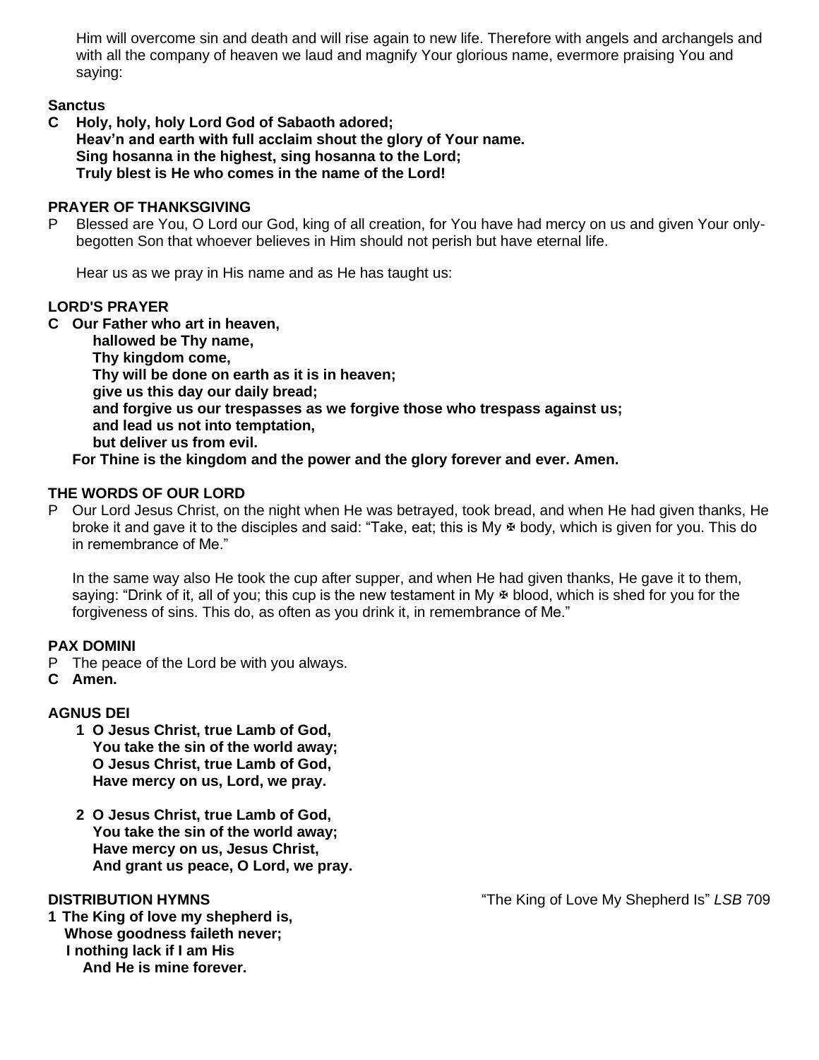Him will overcome sin and death and will rise again to new life. Therefore with angels and archangels and with all the company of heaven we laud and magnify Your glorious name, evermore praising You and saying:

**Sanctus**

**C Holy, holy, holy Lord God of Sabaoth adored;**
**Heav'n and earth with full acclaim shout the glory of Your name.**
**Sing hosanna in the highest, sing hosanna to the Lord;**
**Truly blest is He who comes in the name of the Lord!**

**PRAYER OF THANKSGIVING**

P Blessed are You, O Lord our God, king of all creation, for You have had mercy on us and given Your only-begotten Son that whoever believes in Him should not perish but have eternal life.

Hear us as we pray in His name and as He has taught us:

**LORD'S PRAYER**

**C Our Father who art in heaven,**
**hallowed be Thy name,**
**Thy kingdom come,**
**Thy will be done on earth as it is in heaven;**
**give us this day our daily bread;**
**and forgive us our trespasses as we forgive those who trespass against us;**
**and lead us not into temptation,**
**but deliver us from evil.**
**For Thine is the kingdom and the power and the glory forever and ever. Amen.**

**THE WORDS OF OUR LORD**

P Our Lord Jesus Christ, on the night when He was betrayed, took bread, and when He had given thanks, He broke it and gave it to the disciples and said: "Take, eat; this is My ✠ body, which is given for you. This do in remembrance of Me."

In the same way also He took the cup after supper, and when He had given thanks, He gave it to them, saying: "Drink of it, all of you; this cup is the new testament in My ✠ blood, which is shed for you for the forgiveness of sins. This do, as often as you drink it, in remembrance of Me."

**PAX DOMINI**

P The peace of the Lord be with you always.
**C Amen.**

**AGNUS DEI**

**1 O Jesus Christ, true Lamb of God,**
**You take the sin of the world away;**
**O Jesus Christ, true Lamb of God,**
**Have mercy on us, Lord, we pray.**

**2 O Jesus Christ, true Lamb of God,**
**You take the sin of the world away;**
**Have mercy on us, Jesus Christ,**
**And grant us peace, O Lord, we pray.**

**DISTRIBUTION HYMNS** "The King of Love My Shepherd Is" *LSB* 709

**1 The King of love my shepherd is,**
**Whose goodness faileth never;**
**I nothing lack if I am His**
**And He is mine forever.**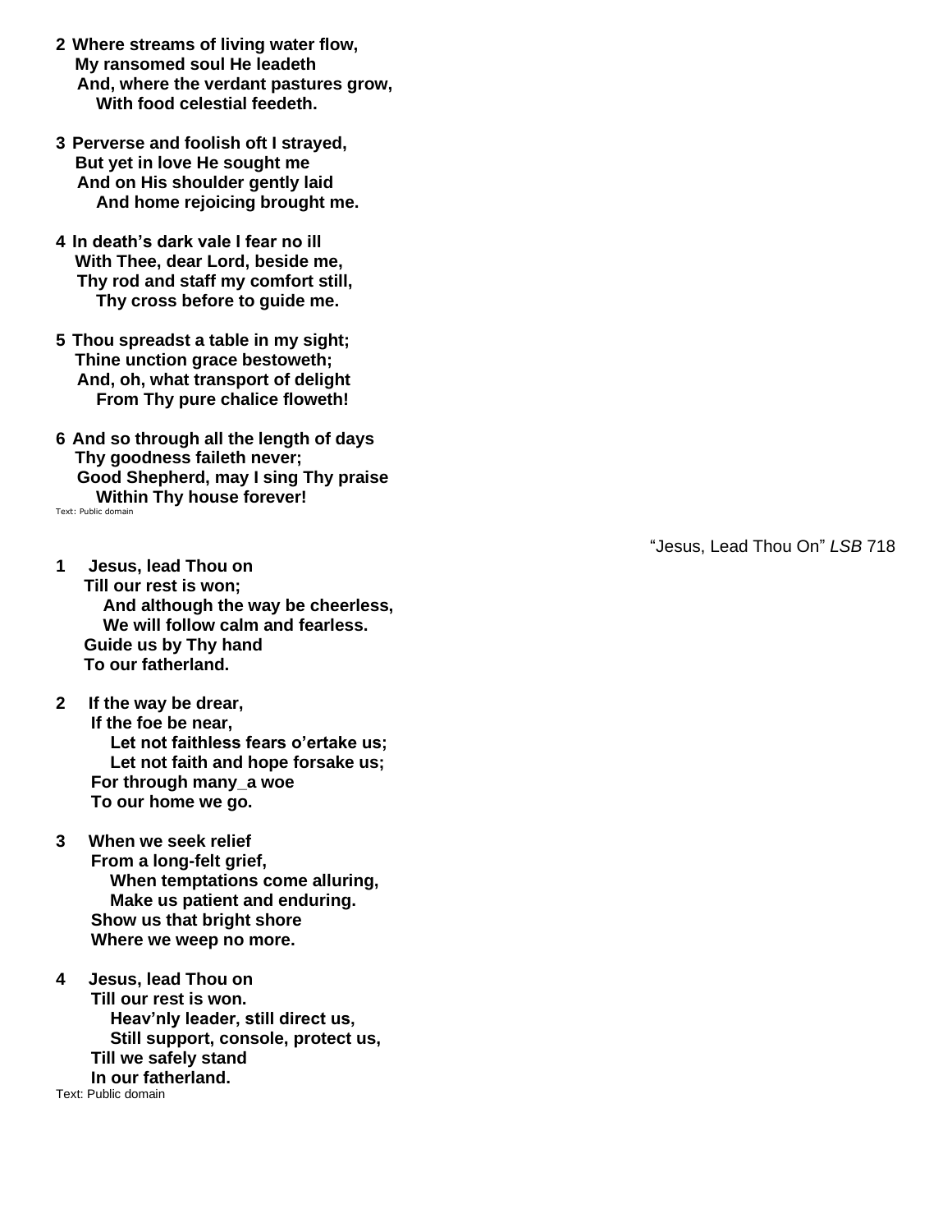**2 Where streams of living water flow,**
**My ransomed soul He leadeth**
**And, where the verdant pastures grow,**
**With food celestial feedeth.**

**3 Perverse and foolish oft I strayed,**
**But yet in love He sought me**
**And on His shoulder gently laid**
**And home rejoicing brought me.**

**4 In death's dark vale I fear no ill**
**With Thee, dear Lord, beside me,**
**Thy rod and staff my comfort still,**
**Thy cross before to guide me.**

**5 Thou spreadst a table in my sight;**
**Thine unction grace bestoweth;**
**And, oh, what transport of delight**
**From Thy pure chalice floweth!**

**6 And so through all the length of days**
**Thy goodness faileth never;**
**Good Shepherd, may I sing Thy praise**
**Within Thy house forever!**

Text: Public domain

"Jesus, Lead Thou On" *LSB* 718

**1 Jesus, lead Thou on**
**Till our rest is won;**
**And although the way be cheerless,**
**We will follow calm and fearless.**
**Guide us by Thy hand**
**To our fatherland.**

**2 If the way be drear,**
**If the foe be near,**
**Let not faithless fears o'ertake us;**
**Let not faith and hope forsake us;**
**For through many_a woe**
**To our home we go.**

**3 When we seek relief**
**From a long-felt grief,**
**When temptations come alluring,**
**Make us patient and enduring.**
**Show us that bright shore**
**Where we weep no more.**

**4 Jesus, lead Thou on**
**Till our rest is won.**
**Heav'nly leader, still direct us,**
**Still support, console, protect us,**
**Till we safely stand**
**In our fatherland.**

Text: Public domain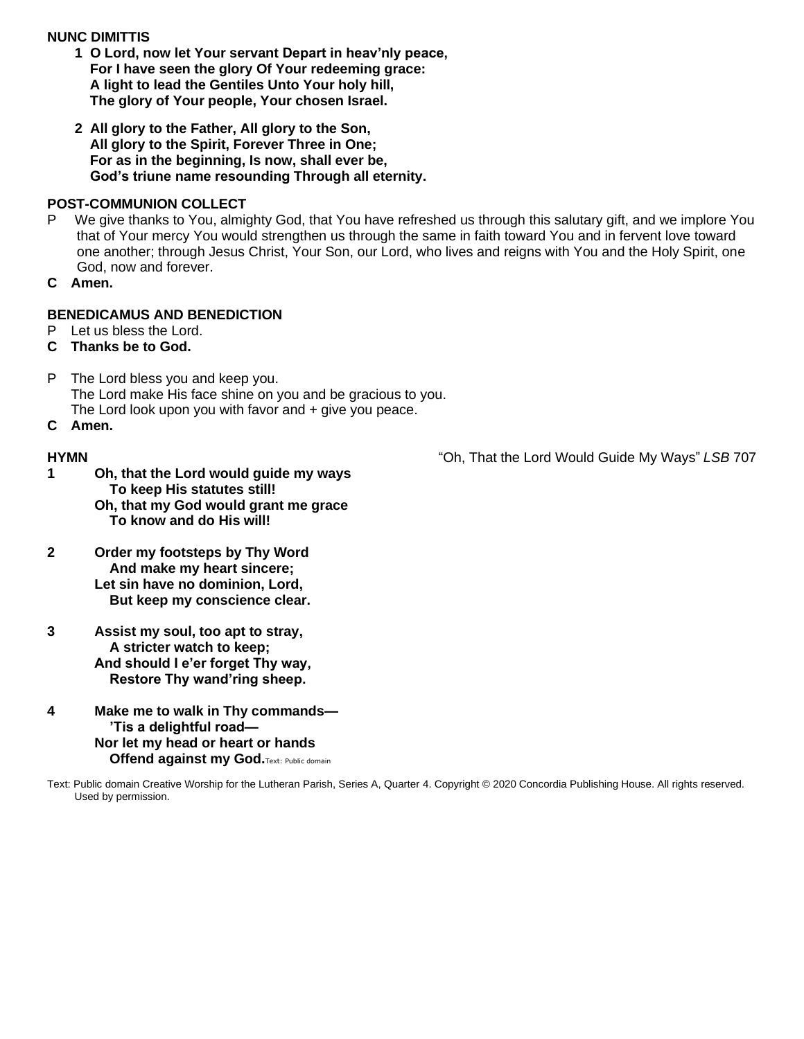**NUNC DIMITTIS**

**1 O Lord, now let Your servant Depart in heav'nly peace,
For I have seen the glory Of Your redeeming grace:
A light to lead the Gentiles Unto Your holy hill,
The glory of Your people, Your chosen Israel.**

**2 All glory to the Father, All glory to the Son,
All glory to the Spirit, Forever Three in One;
For as in the beginning, Is now, shall ever be,
God's triune name resounding Through all eternity.**

**POST-COMMUNION COLLECT**

P We give thanks to You, almighty God, that You have refreshed us through this salutary gift, and we implore You that of Your mercy You would strengthen us through the same in faith toward You and in fervent love toward one another; through Jesus Christ, Your Son, our Lord, who lives and reigns with You and the Holy Spirit, one God, now and forever.

**C Amen.**

**BENEDICAMUS AND BENEDICTION**

P Let us bless the Lord.

**C Thanks be to God.**

P The Lord bless you and keep you.
The Lord make His face shine on you and be gracious to you.
The Lord look upon you with favor and + give you peace.

**C Amen.**

**HYMN** "Oh, That the Lord Would Guide My Ways" *LSB* 707

**1 Oh, that the Lord would guide my ways
To keep His statutes still!
Oh, that my God would grant me grace
To know and do His will!**

**2 Order my footsteps by Thy Word
And make my heart sincere;
Let sin have no dominion, Lord,
But keep my conscience clear.**

**3 Assist my soul, too apt to stray,
A stricter watch to keep;
And should I e'er forget Thy way,
Restore Thy wand'ring sheep.**

**4 Make me to walk in Thy commands—
'Tis a delightful road—
Nor let my head or heart or hands
Offend against my God.** Text: Public domain

Text: Public domain Creative Worship for the Lutheran Parish, Series A, Quarter 4. Copyright © 2020 Concordia Publishing House. All rights reserved. Used by permission.